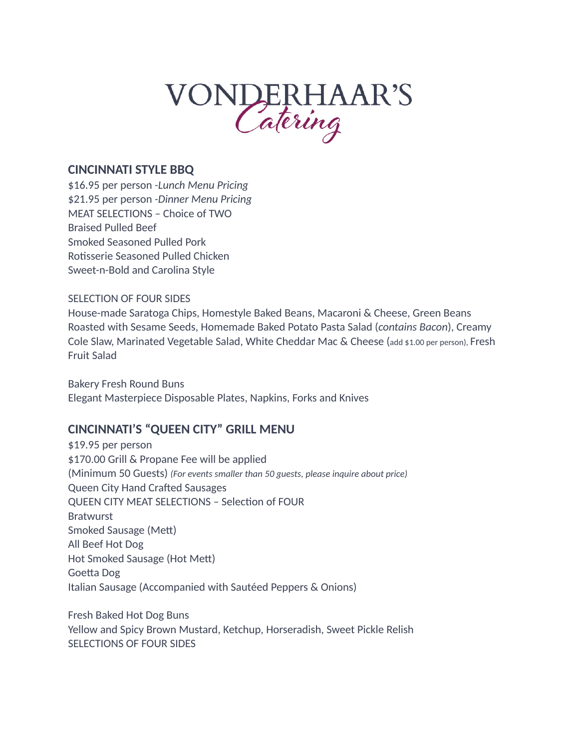# VONDERHAAR'S *Catering*

## CINCINNATI STYLE BBQ

$16.95 per person -*Lunch Menu Pricing*
$21.95 per person -*Dinner Menu Pricing*
MEAT SELECTIONS – Choice of TWO
Braised Pulled Beef
Smoked Seasoned Pulled Pork
Rotisserie Seasoned Pulled Chicken
Sweet-n-Bold and Carolina Style

SELECTION OF FOUR SIDES
House-made Saratoga Chips, Homestyle Baked Beans, Macaroni & Cheese, Green Beans Roasted with Sesame Seeds, Homemade Baked Potato Pasta Salad (*contains Bacon*), Creamy Cole Slaw, Marinated Vegetable Salad, White Cheddar Mac & Cheese (add $1.00 per person), Fresh Fruit Salad

Bakery Fresh Round Buns
Elegant Masterpiece Disposable Plates, Napkins, Forks and Knives

## CINCINNATI'S "QUEEN CITY" GRILL MENU

$19.95 per person
$170.00 Grill & Propane Fee will be applied
(Minimum 50 Guests) *(For events smaller than 50 guests, please inquire about price)*
Queen City Hand Crafted Sausages
QUEEN CITY MEAT SELECTIONS – Selection of FOUR
Bratwurst
Smoked Sausage (Mett)
All Beef Hot Dog
Hot Smoked Sausage (Hot Mett)
Goetta Dog
Italian Sausage (Accompanied with Sautéed Peppers & Onions)

Fresh Baked Hot Dog Buns
Yellow and Spicy Brown Mustard, Ketchup, Horseradish, Sweet Pickle Relish
SELECTIONS OF FOUR SIDES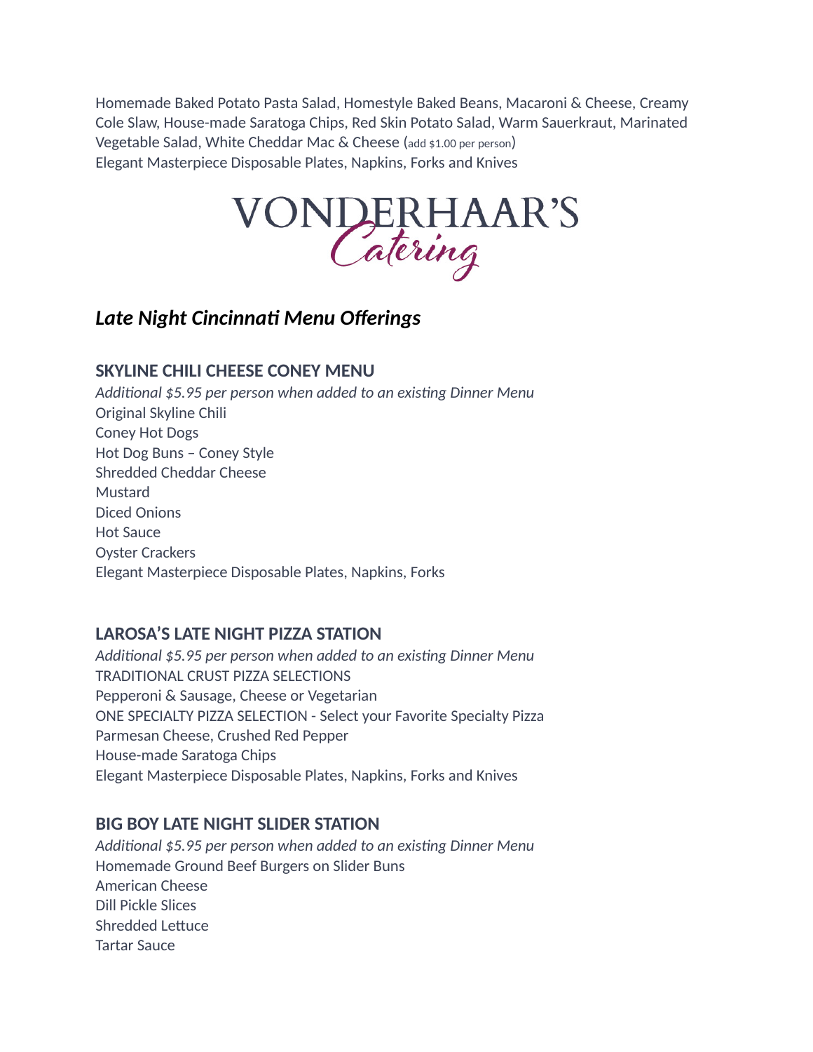Homemade Baked Potato Pasta Salad, Homestyle Baked Beans, Macaroni & Cheese, Creamy Cole Slaw, House-made Saratoga Chips, Red Skin Potato Salad, Warm Sauerkraut, Marinated Vegetable Salad, White Cheddar Mac & Cheese (add $1.00 per person)
Elegant Masterpiece Disposable Plates, Napkins, Forks and Knives

VONDERHAAR'S *Catering*

## *Late Night Cincinnati Menu Offerings*

### SKYLINE CHILI CHEESE CONEY MENU

*Additional $5.95 per person when added to an existing Dinner Menu*
Original Skyline Chili
Coney Hot Dogs
Hot Dog Buns – Coney Style
Shredded Cheddar Cheese
Mustard
Diced Onions
Hot Sauce
Oyster Crackers
Elegant Masterpiece Disposable Plates, Napkins, Forks

### LAROSA'S LATE NIGHT PIZZA STATION

*Additional $5.95 per person when added to an existing Dinner Menu*
TRADITIONAL CRUST PIZZA SELECTIONS
Pepperoni & Sausage, Cheese or Vegetarian
ONE SPECIALTY PIZZA SELECTION - Select your Favorite Specialty Pizza
Parmesan Cheese, Crushed Red Pepper
House-made Saratoga Chips
Elegant Masterpiece Disposable Plates, Napkins, Forks and Knives

### BIG BOY LATE NIGHT SLIDER STATION

*Additional $5.95 per person when added to an existing Dinner Menu*
Homemade Ground Beef Burgers on Slider Buns
American Cheese
Dill Pickle Slices
Shredded Lettuce
Tartar Sauce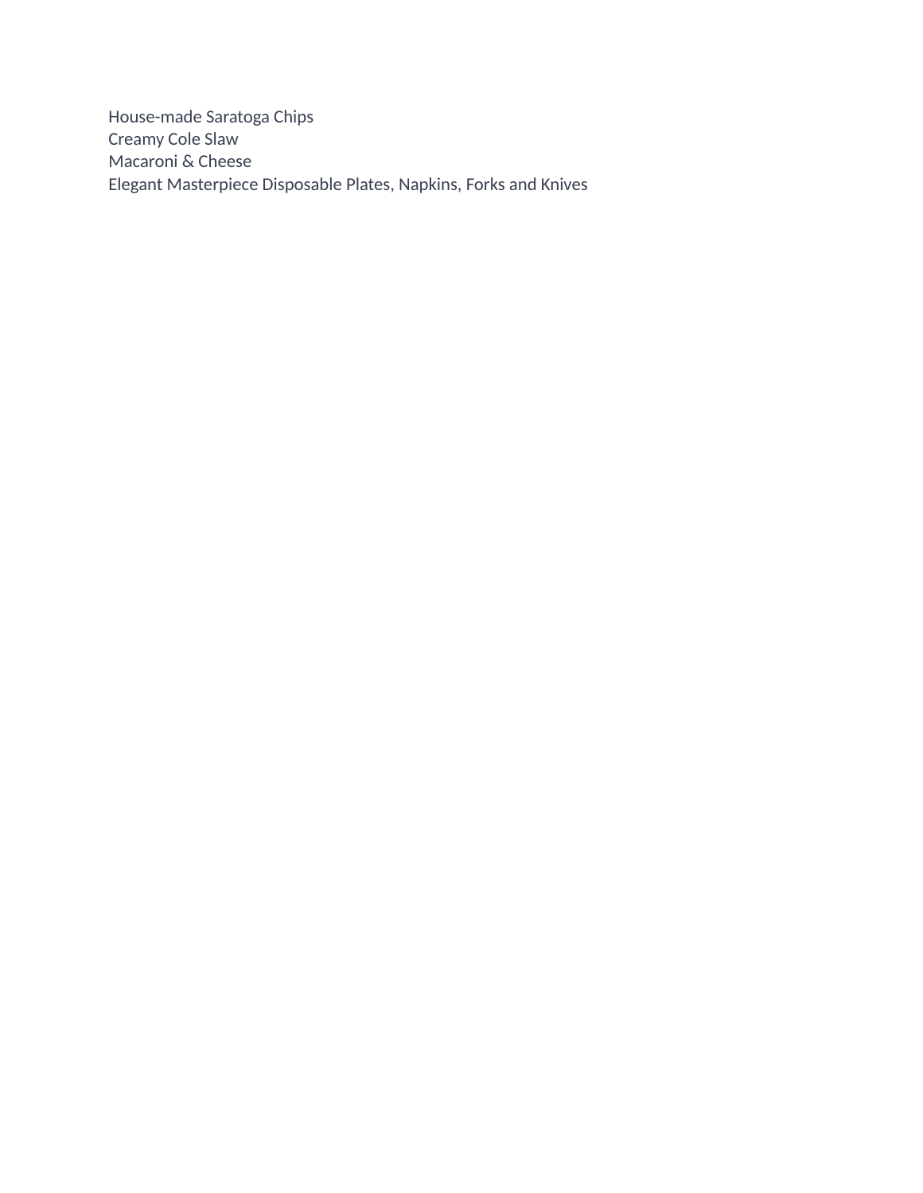House-made Saratoga Chips
Creamy Cole Slaw
Macaroni & Cheese
Elegant Masterpiece Disposable Plates, Napkins, Forks and Knives